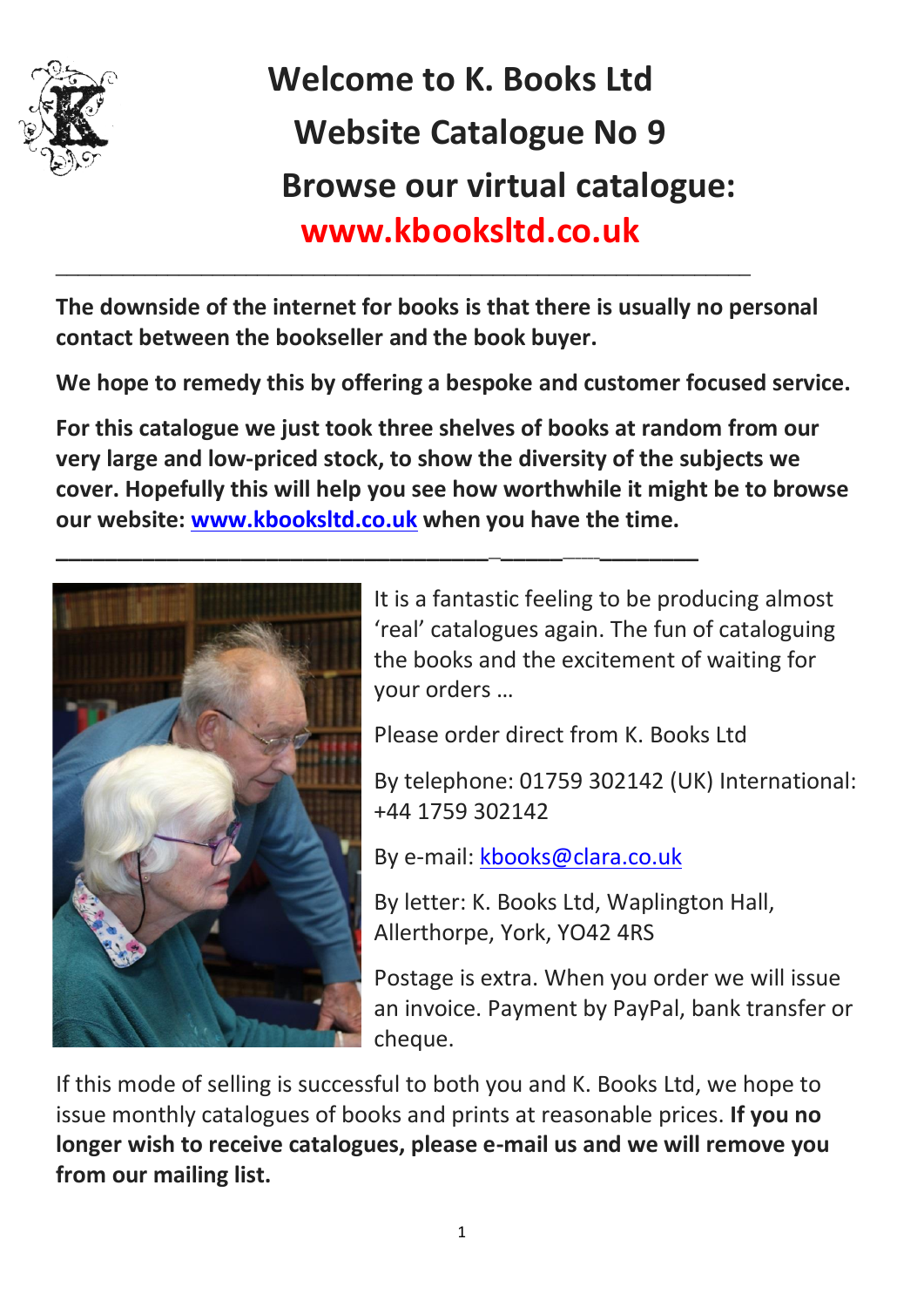# Welcome to K. Books Ltd
# Website Catalogue No 9
# Browse our virtual catalogue:
# www.kbooksltd.co.uk

---

**The downside of the internet for books is that there is usually no personal contact between the bookseller and the book buyer.**

**We hope to remedy this by offering a bespoke and customer focused service.**

**For this catalogue we just took three shelves of books at random from our very large and low-priced stock, to show the diversity of the subjects we cover. Hopefully this will help you see how worthwhile it might be to browse our website: www.kbooksltd.co.uk when you have the time.**

---

It is a fantastic feeling to be producing almost 'real' catalogues again. The fun of cataloguing the books and the excitement of waiting for your orders …

Please order direct from K. Books Ltd

By telephone: 01759 302142 (UK) International: +44 1759 302142

By e-mail: kbooks@clara.co.uk

By letter: K. Books Ltd, Waplington Hall, Allerthorpe, York, YO42 4RS

Postage is extra. When you order we will issue an invoice. Payment by PayPal, bank transfer or cheque.

If this mode of selling is successful to both you and K. Books Ltd, we hope to issue monthly catalogues of books and prints at reasonable prices. **If you no longer wish to receive catalogues, please e-mail us and we will remove you from our mailing list.**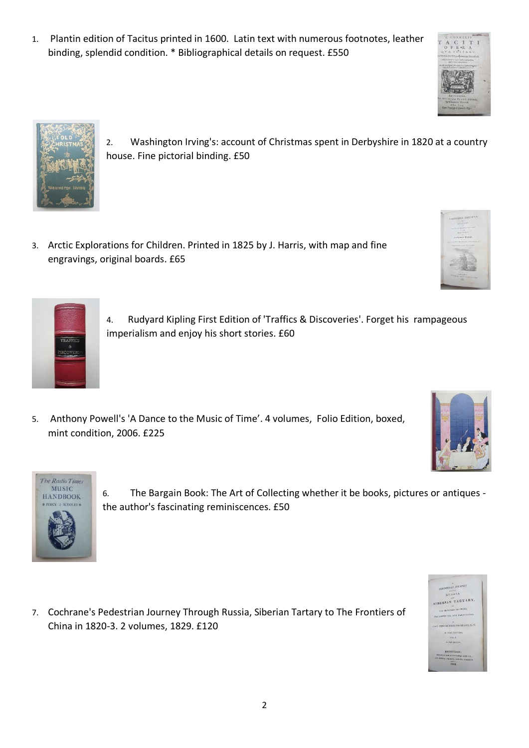1. Plantin edition of Tacitus printed in 1600. Latin text with numerous footnotes, leather binding, splendid condition. * Bibliographical details on request. £550

2. Washington Irving's: account of Christmas spent in Derbyshire in 1820 at a country house. Fine pictorial binding. £50

3. Arctic Explorations for Children. Printed in 1825 by J. Harris, with map and fine engravings, original boards. £65

4. Rudyard Kipling First Edition of 'Traffics & Discoveries'. Forget his rampageous imperialism and enjoy his short stories. £60

5. Anthony Powell's 'A Dance to the Music of Time'. 4 volumes, Folio Edition, boxed, mint condition, 2006. £225

6. The Bargain Book: The Art of Collecting whether it be books, pictures or antiques - the author's fascinating reminiscences. £50

7. Cochrane's Pedestrian Journey Through Russia, Siberian Tartary to The Frontiers of China in 1820-3. 2 volumes, 1829. £120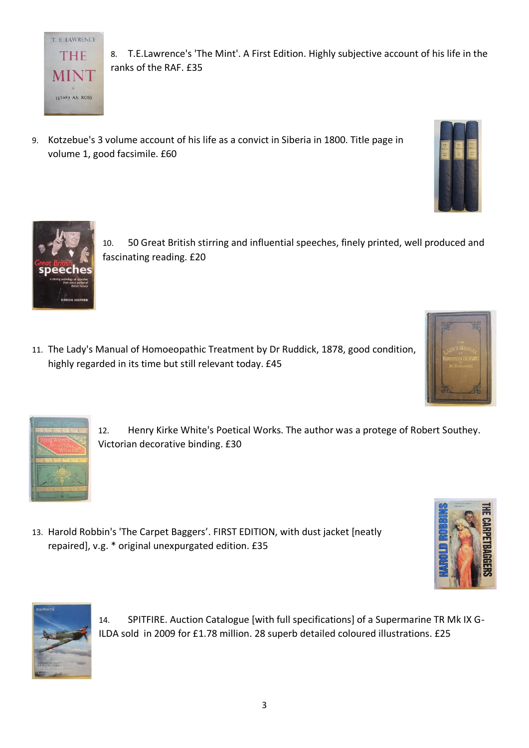8. T.E.Lawrence's 'The Mint'. A First Edition. Highly subjective account of his life in the ranks of the RAF. £35

9. Kotzebue's 3 volume account of his life as a convict in Siberia in 1800. Title page in volume 1, good facsimile. £60

10. 50 Great British stirring and influential speeches, finely printed, well produced and fascinating reading. £20

11. The Lady's Manual of Homoeopathic Treatment by Dr Ruddick, 1878, good condition, highly regarded in its time but still relevant today. £45

12. Henry Kirke White's Poetical Works. The author was a protege of Robert Southey. Victorian decorative binding. £30

13. Harold Robbin's 'The Carpet Baggers'. FIRST EDITION, with dust jacket [neatly repaired], v.g. * original unexpurgated edition. £35

14. SPITFIRE. Auction Catalogue [with full specifications] of a Supermarine TR Mk IX G-ILDA sold in 2009 for £1.78 million. 28 superb detailed coloured illustrations. £25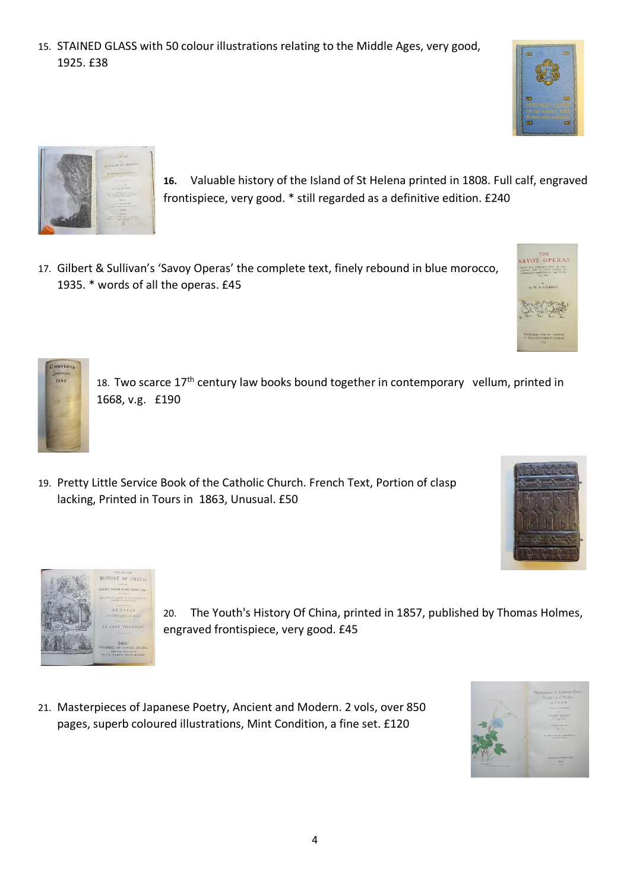15. STAINED GLASS with 50 colour illustrations relating to the Middle Ages, very good, 1925. £38

16. Valuable history of the Island of St Helena printed in 1808. Full calf, engraved frontispiece, very good. * still regarded as a definitive edition. £240

17. Gilbert & Sullivan's 'Savoy Operas' the complete text, finely rebound in blue morocco, 1935. * words of all the operas. £45

18. Two scarce 17th century law books bound together in contemporary vellum, printed in 1668, v.g. £190

19. Pretty Little Service Book of the Catholic Church. French Text, Portion of clasp lacking, Printed in Tours in 1863, Unusual. £50

20. The Youth's History Of China, printed in 1857, published by Thomas Holmes, engraved frontispiece, very good. £45

21. Masterpieces of Japanese Poetry, Ancient and Modern. 2 vols, over 850 pages, superb coloured illustrations, Mint Condition, a fine set. £120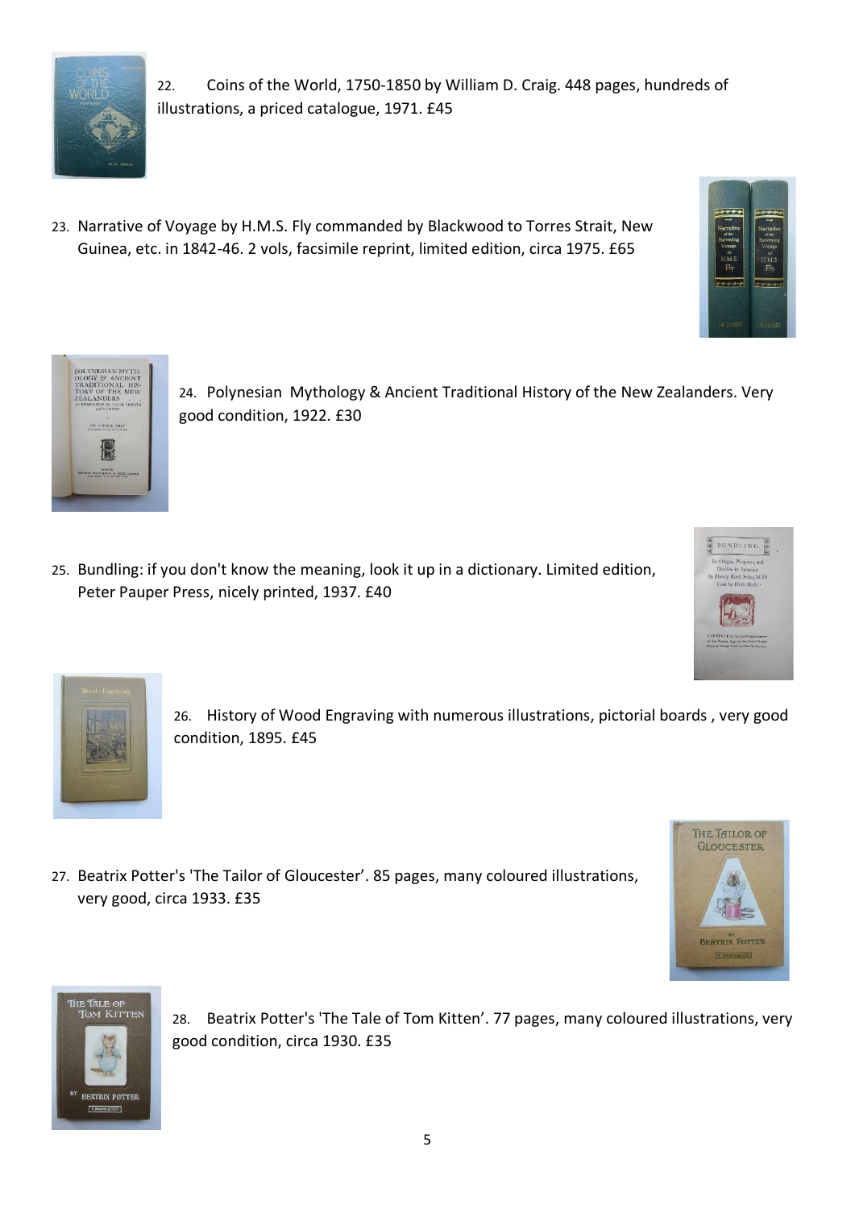22. Coins of the World, 1750-1850 by William D. Craig. 448 pages, hundreds of illustrations, a priced catalogue, 1971. £45

23. Narrative of Voyage by H.M.S. Fly commanded by Blackwood to Torres Strait, New Guinea, etc. in 1842-46. 2 vols, facsimile reprint, limited edition, circa 1975. £65

24. Polynesian Mythology & Ancient Traditional History of the New Zealanders. Very good condition, 1922. £30

25. Bundling: if you don't know the meaning, look it up in a dictionary. Limited edition, Peter Pauper Press, nicely printed, 1937. £40

26. History of Wood Engraving with numerous illustrations, pictorial boards , very good condition, 1895. £45

27. Beatrix Potter's 'The Tailor of Gloucester'. 85 pages, many coloured illustrations, very good, circa 1933. £35

28. Beatrix Potter's 'The Tale of Tom Kitten'. 77 pages, many coloured illustrations, very good condition, circa 1930. £35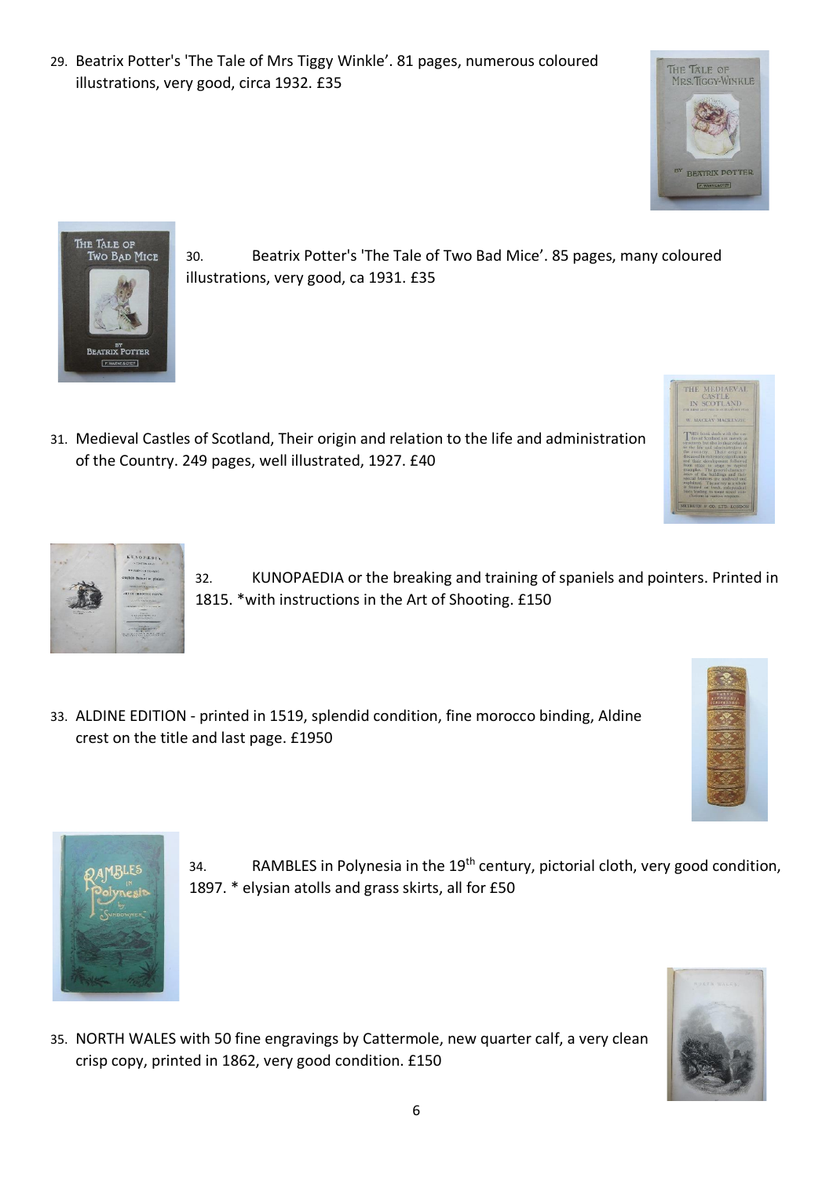29. Beatrix Potter's 'The Tale of Mrs Tiggy Winkle'. 81 pages, numerous coloured illustrations, very good, circa 1932. £35

30. Beatrix Potter's 'The Tale of Two Bad Mice'. 85 pages, many coloured illustrations, very good, ca 1931. £35

31. Medieval Castles of Scotland, Their origin and relation to the life and administration of the Country. 249 pages, well illustrated, 1927. £40

32. KUNOPAEDIA or the breaking and training of spaniels and pointers. Printed in 1815. *with instructions in the Art of Shooting. £150

33. ALDINE EDITION - printed in 1519, splendid condition, fine morocco binding, Aldine crest on the title and last page. £1950

34. RAMBLES in Polynesia in the 19th century, pictorial cloth, very good condition, 1897. * elysian atolls and grass skirts, all for £50

35. NORTH WALES with 50 fine engravings by Cattermole, new quarter calf, a very clean crisp copy, printed in 1862, very good condition. £150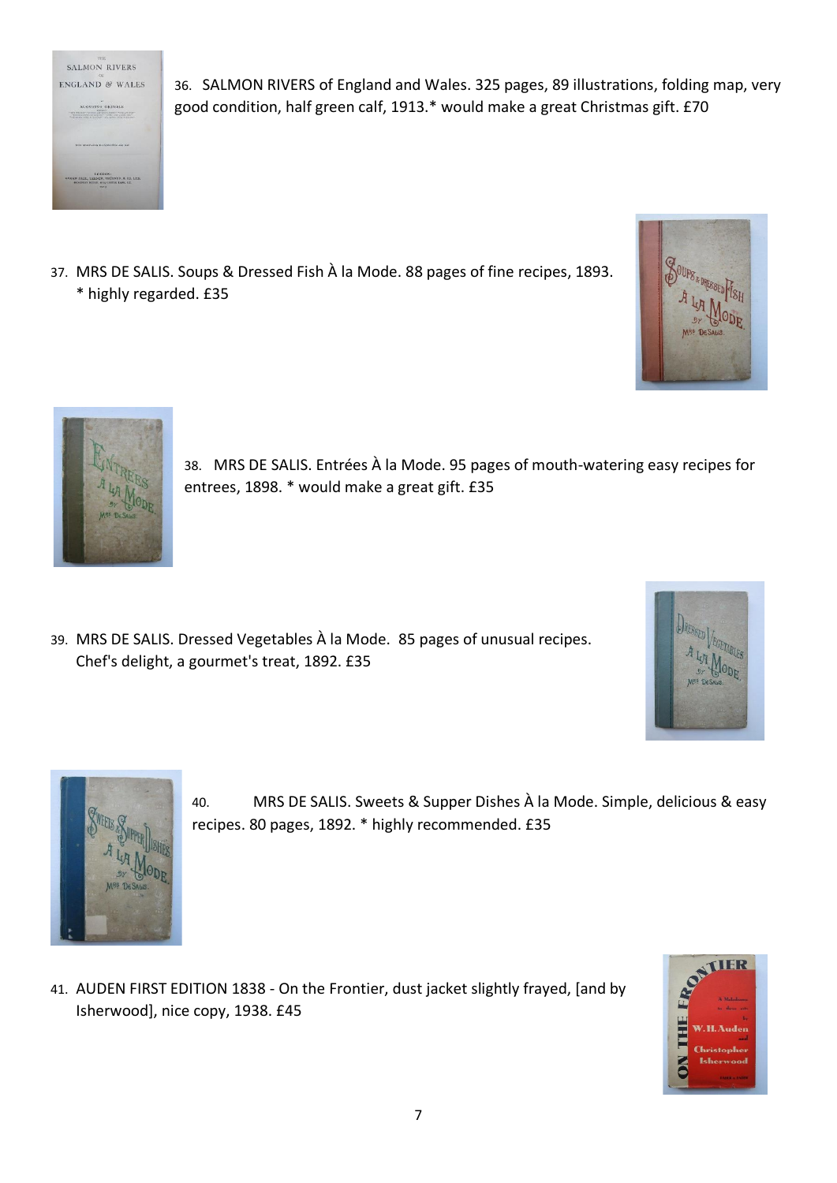36. SALMON RIVERS of England and Wales. 325 pages, 89 illustrations, folding map, very good condition, half green calf, 1913.* would make a great Christmas gift. £70

37. MRS DE SALIS. Soups & Dressed Fish À la Mode. 88 pages of fine recipes, 1893. * highly regarded. £35

38. MRS DE SALIS. Entrées À la Mode. 95 pages of mouth-watering easy recipes for entrees, 1898. * would make a great gift. £35

39. MRS DE SALIS. Dressed Vegetables À la Mode. 85 pages of unusual recipes. Chef's delight, a gourmet's treat, 1892. £35

40. MRS DE SALIS. Sweets & Supper Dishes À la Mode. Simple, delicious & easy recipes. 80 pages, 1892. * highly recommended. £35

41. AUDEN FIRST EDITION 1838 - On the Frontier, dust jacket slightly frayed, [and by Isherwood], nice copy, 1938. £45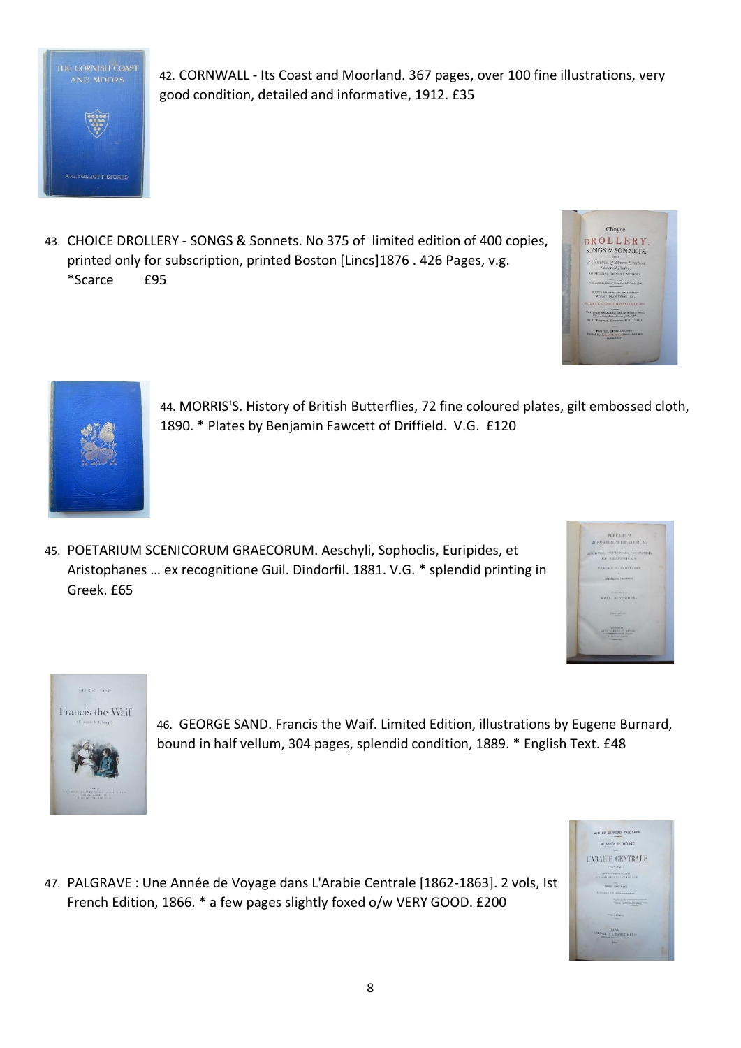42. CORNWALL - Its Coast and Moorland. 367 pages, over 100 fine illustrations, very good condition, detailed and informative, 1912. £35

43. CHOICE DROLLERY - SONGS & Sonnets. No 375 of limited edition of 400 copies, printed only for subscription, printed Boston [Lincs]1876 . 426 Pages, v.g. *Scarce £95

44. MORRIS'S. History of British Butterflies, 72 fine coloured plates, gilt embossed cloth, 1890. * Plates by Benjamin Fawcett of Driffield. V.G. £120

45. POETARIUM SCENICORUM GRAECORUM. Aeschyli, Sophoclis, Euripides, et Aristophanes … ex recognitione Guil. Dindorfil. 1881. V.G. * splendid printing in Greek. £65

46. GEORGE SAND. Francis the Waif. Limited Edition, illustrations by Eugene Burnard, bound in half vellum, 304 pages, splendid condition, 1889. * English Text. £48

47. PALGRAVE : Une Année de Voyage dans L'Arabie Centrale [1862-1863]. 2 vols, Ist French Edition, 1866. * a few pages slightly foxed o/w VERY GOOD. £200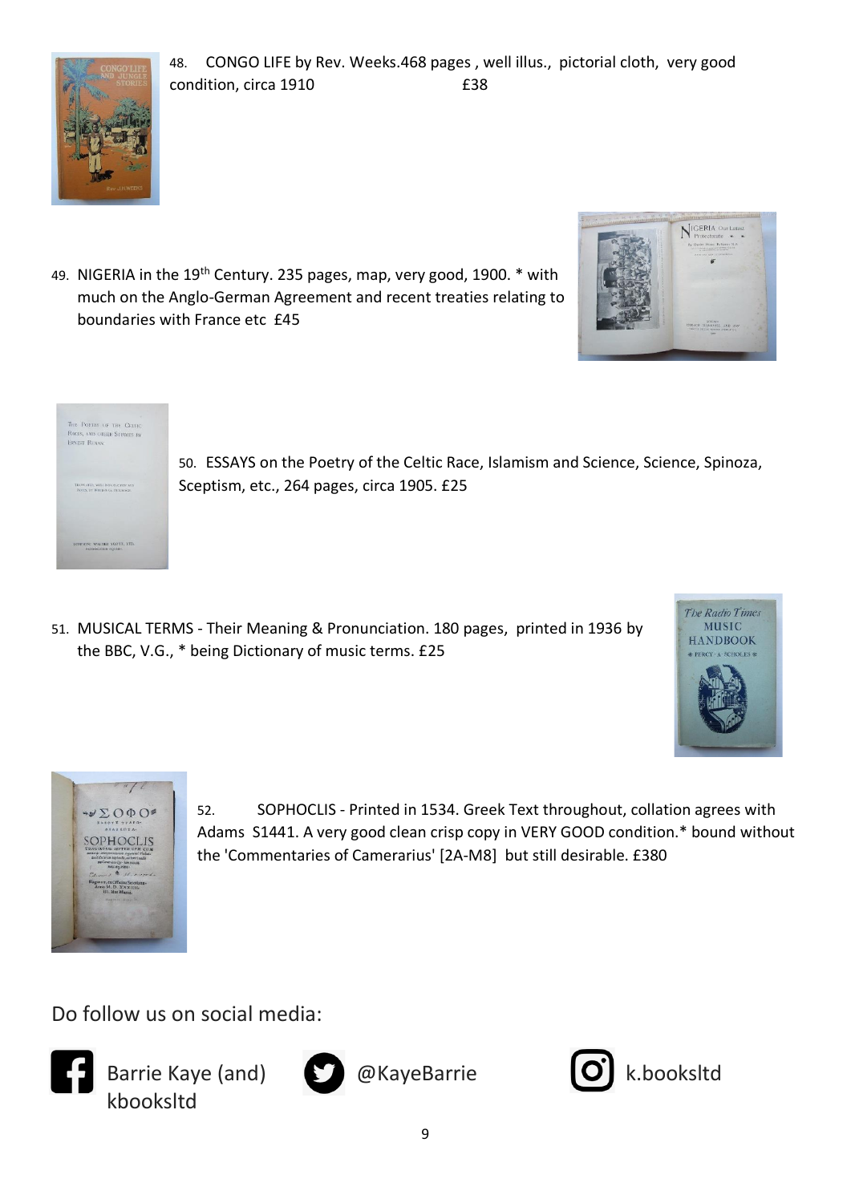48. CONGO LIFE by Rev. Weeks.468 pages , well illus., pictorial cloth, very good condition, circa 1910 £38

49. NIGERIA in the 19th Century. 235 pages, map, very good, 1900. * with much on the Anglo-German Agreement and recent treaties relating to boundaries with France etc £45

50. ESSAYS on the Poetry of the Celtic Race, Islamism and Science, Science, Spinoza, Sceptism, etc., 264 pages, circa 1905. £25

51. MUSICAL TERMS - Their Meaning & Pronunciation. 180 pages, printed in 1936 by the BBC, V.G., * being Dictionary of music terms. £25

52. SOPHOCLIS - Printed in 1534. Greek Text throughout, collation agrees with Adams S1441. A very good clean crisp copy in VERY GOOD condition.* bound without the 'Commentaries of Camerarius' [2A-M8] but still desirable. £380

Do follow us on social media:

Barrie Kaye (and) kbooksltd

@KayeBarrie

k.booksltd